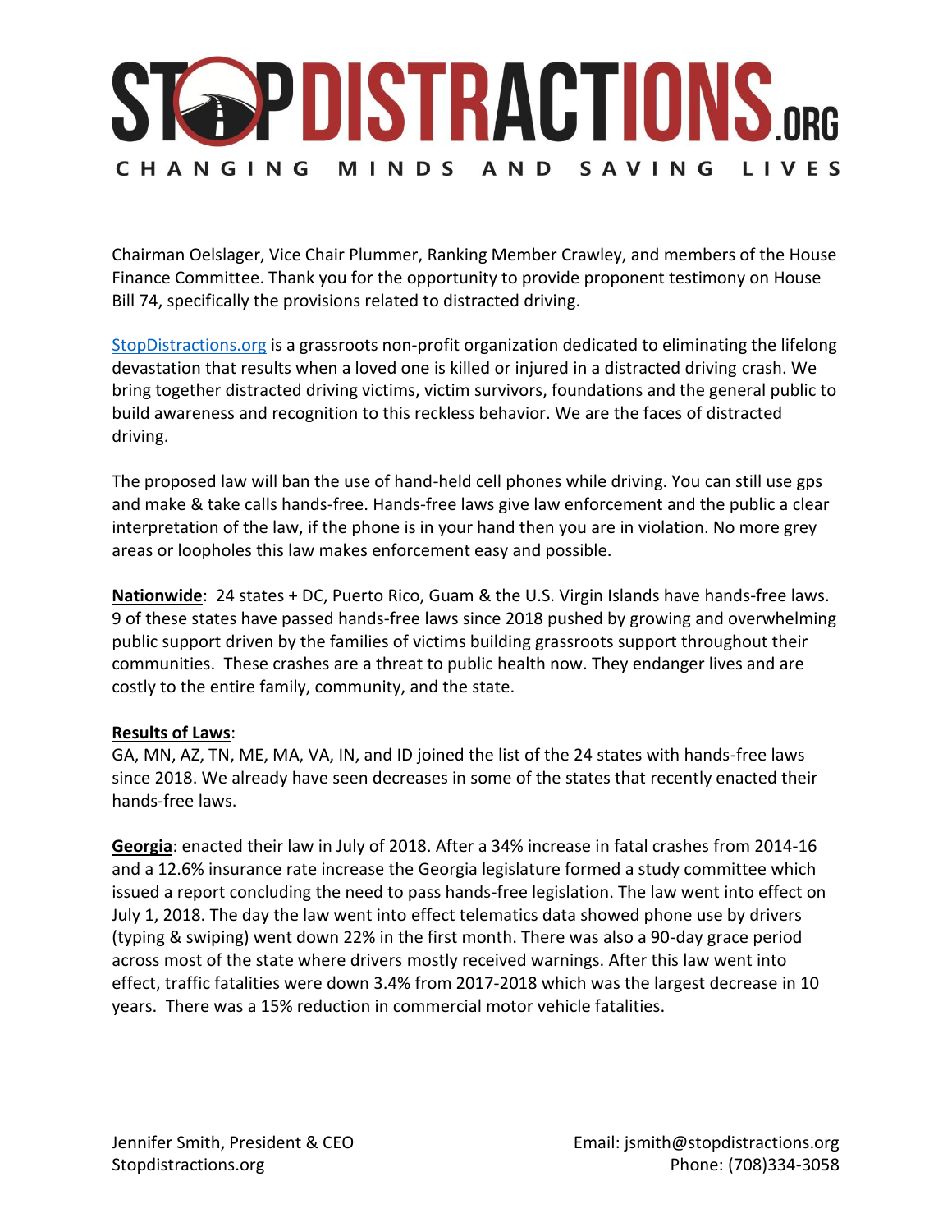# STOPDISTRACTIONS.ORG

CHANGING MINDS AND SAVING LIVES

Chairman Oelslager, Vice Chair Plummer, Ranking Member Crawley, and members of the House Finance Committee. Thank you for the opportunity to provide proponent testimony on House Bill 74, specifically the provisions related to distracted driving.

StopDistractions.org is a grassroots non-profit organization dedicated to eliminating the lifelong devastation that results when a loved one is killed or injured in a distracted driving crash. We bring together distracted driving victims, victim survivors, foundations and the general public to build awareness and recognition to this reckless behavior. We are the faces of distracted driving.

The proposed law will ban the use of hand-held cell phones while driving. You can still use gps and make & take calls hands-free. Hands-free laws give law enforcement and the public a clear interpretation of the law, if the phone is in your hand then you are in violation. No more grey areas or loopholes this law makes enforcement easy and possible.

**Nationwide**: 24 states + DC, Puerto Rico, Guam & the U.S. Virgin Islands have hands-free laws. 9 of these states have passed hands-free laws since 2018 pushed by growing and overwhelming public support driven by the families of victims building grassroots support throughout their communities. These crashes are a threat to public health now. They endanger lives and are costly to the entire family, community, and the state.

**Results of Laws**:
GA, MN, AZ, TN, ME, MA, VA, IN, and ID joined the list of the 24 states with hands-free laws since 2018. We already have seen decreases in some of the states that recently enacted their hands-free laws.

**Georgia**: enacted their law in July of 2018. After a 34% increase in fatal crashes from 2014-16 and a 12.6% insurance rate increase the Georgia legislature formed a study committee which issued a report concluding the need to pass hands-free legislation. The law went into effect on July 1, 2018. The day the law went into effect telematics data showed phone use by drivers (typing & swiping) went down 22% in the first month. There was also a 90-day grace period across most of the state where drivers mostly received warnings. After this law went into effect, traffic fatalities were down 3.4% from 2017-2018 which was the largest decrease in 10 years. There was a 15% reduction in commercial motor vehicle fatalities.

Jennifer Smith, President & CEO
Stopdistractions.org

Email: jsmith@stopdistractions.org
Phone: (708)334-3058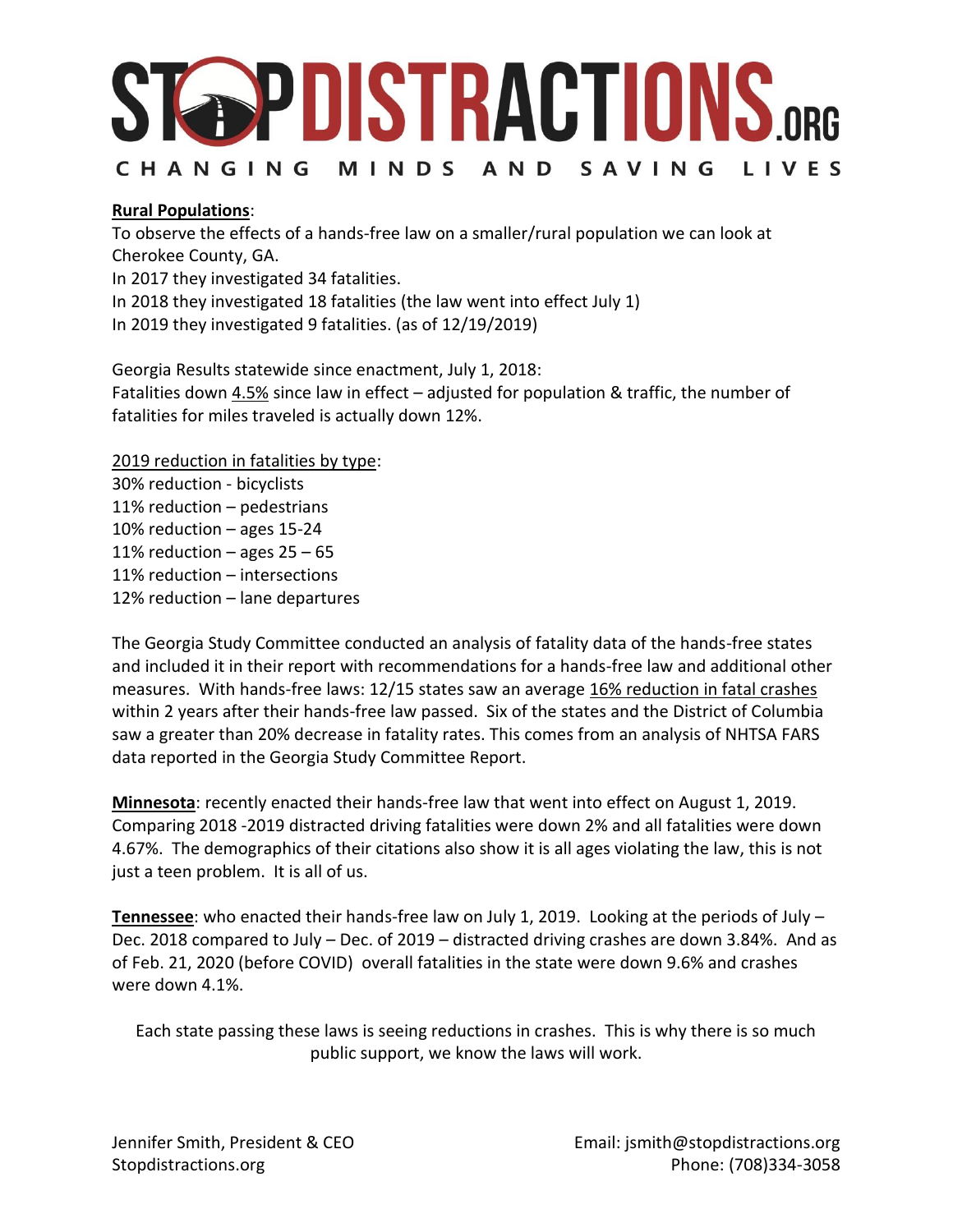**Rural Populations**:
To observe the effects of a hands-free law on a smaller/rural population we can look at Cherokee County, GA.
In 2017 they investigated 34 fatalities.
In 2018 they investigated 18 fatalities (the law went into effect July 1)
In 2019 they investigated 9 fatalities. (as of 12/19/2019)

Georgia Results statewide since enactment, July 1, 2018:
Fatalities down 4.5% since law in effect – adjusted for population & traffic, the number of fatalities for miles traveled is actually down 12%.

2019 reduction in fatalities by type:
30% reduction - bicyclists
11% reduction – pedestrians
10% reduction – ages 15-24
11% reduction – ages 25 – 65
11% reduction – intersections
12% reduction – lane departures

The Georgia Study Committee conducted an analysis of fatality data of the hands-free states and included it in their report with recommendations for a hands-free law and additional other measures. With hands-free laws: 12/15 states saw an average 16% reduction in fatal crashes within 2 years after their hands-free law passed. Six of the states and the District of Columbia saw a greater than 20% decrease in fatality rates. This comes from an analysis of NHTSA FARS data reported in the Georgia Study Committee Report.

**Minnesota**: recently enacted their hands-free law that went into effect on August 1, 2019. Comparing 2018 -2019 distracted driving fatalities were down 2% and all fatalities were down 4.67%. The demographics of their citations also show it is all ages violating the law, this is not just a teen problem. It is all of us.

**Tennessee**: who enacted their hands-free law on July 1, 2019. Looking at the periods of July – Dec. 2018 compared to July – Dec. of 2019 – distracted driving crashes are down 3.84%. And as of Feb. 21, 2020 (before COVID) overall fatalities in the state were down 9.6% and crashes were down 4.1%.

Each state passing these laws is seeing reductions in crashes. This is why there is so much public support, we know the laws will work.

Jennifer Smith, President & CEO
Stopdistractions.org

Email: jsmith@stopdistractions.org
Phone: (708)334-3058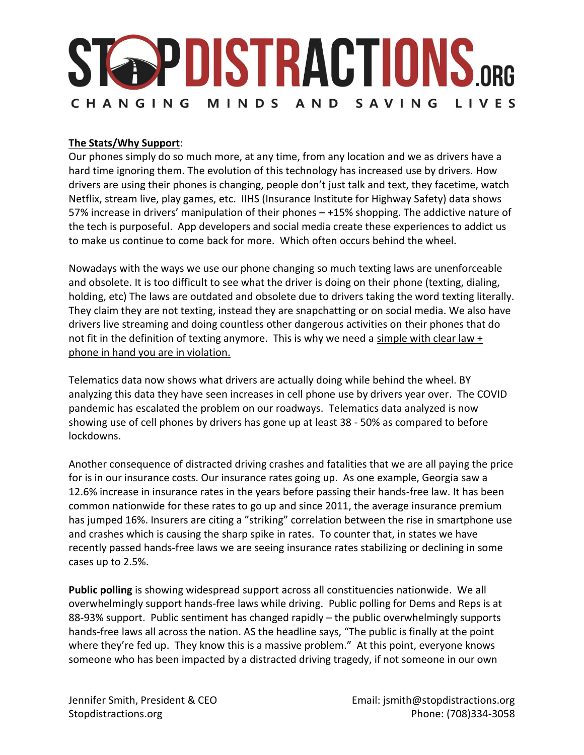**The Stats/Why Support**:

Our phones simply do so much more, at any time, from any location and we as drivers have a hard time ignoring them. The evolution of this technology has increased use by drivers. How drivers are using their phones is changing, people don't just talk and text, they facetime, watch Netflix, stream live, play games, etc. IIHS (Insurance Institute for Highway Safety) data shows 57% increase in drivers' manipulation of their phones – +15% shopping. The addictive nature of the tech is purposeful. App developers and social media create these experiences to addict us to make us continue to come back for more. Which often occurs behind the wheel.

Nowadays with the ways we use our phone changing so much texting laws are unenforceable and obsolete. It is too difficult to see what the driver is doing on their phone (texting, dialing, holding, etc) The laws are outdated and obsolete due to drivers taking the word texting literally. They claim they are not texting, instead they are snapchatting or on social media. We also have drivers live streaming and doing countless other dangerous activities on their phones that do not fit in the definition of texting anymore. This is why we need a simple with clear law + phone in hand you are in violation.

Telematics data now shows what drivers are actually doing while behind the wheel. BY analyzing this data they have seen increases in cell phone use by drivers year over. The COVID pandemic has escalated the problem on our roadways. Telematics data analyzed is now showing use of cell phones by drivers has gone up at least 38 - 50% as compared to before lockdowns.

Another consequence of distracted driving crashes and fatalities that we are all paying the price for is in our insurance costs. Our insurance rates going up. As one example, Georgia saw a 12.6% increase in insurance rates in the years before passing their hands-free law. It has been common nationwide for these rates to go up and since 2011, the average insurance premium has jumped 16%. Insurers are citing a "striking" correlation between the rise in smartphone use and crashes which is causing the sharp spike in rates. To counter that, in states we have recently passed hands-free laws we are seeing insurance rates stabilizing or declining in some cases up to 2.5%.

**Public polling** is showing widespread support across all constituencies nationwide. We all overwhelmingly support hands-free laws while driving. Public polling for Dems and Reps is at 88-93% support. Public sentiment has changed rapidly – the public overwhelmingly supports hands-free laws all across the nation. AS the headline says, "The public is finally at the point where they're fed up. They know this is a massive problem." At this point, everyone knows someone who has been impacted by a distracted driving tragedy, if not someone in our own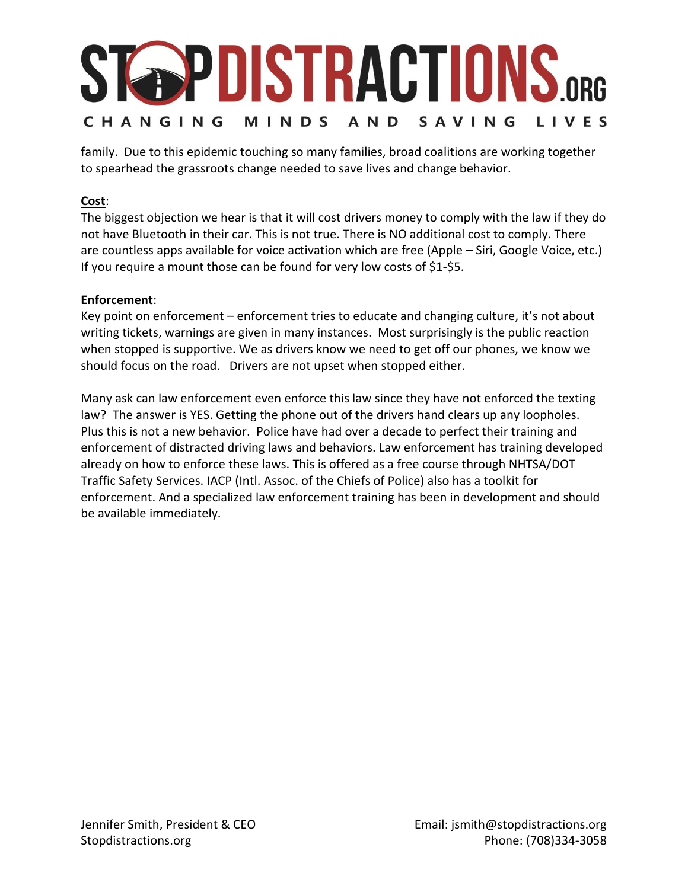family. Due to this epidemic touching so many families, broad coalitions are working together to spearhead the grassroots change needed to save lives and change behavior.

**Cost**:

The biggest objection we hear is that it will cost drivers money to comply with the law if they do not have Bluetooth in their car. This is not true. There is NO additional cost to comply. There are countless apps available for voice activation which are free (Apple – Siri, Google Voice, etc.) If you require a mount those can be found for very low costs of $1-$5.

**Enforcement**:

Key point on enforcement – enforcement tries to educate and changing culture, it's not about writing tickets, warnings are given in many instances. Most surprisingly is the public reaction when stopped is supportive. We as drivers know we need to get off our phones, we know we should focus on the road. Drivers are not upset when stopped either.

Many ask can law enforcement even enforce this law since they have not enforced the texting law? The answer is YES. Getting the phone out of the drivers hand clears up any loopholes. Plus this is not a new behavior. Police have had over a decade to perfect their training and enforcement of distracted driving laws and behaviors. Law enforcement has training developed already on how to enforce these laws. This is offered as a free course through NHTSA/DOT Traffic Safety Services. IACP (Intl. Assoc. of the Chiefs of Police) also has a toolkit for enforcement. And a specialized law enforcement training has been in development and should be available immediately.